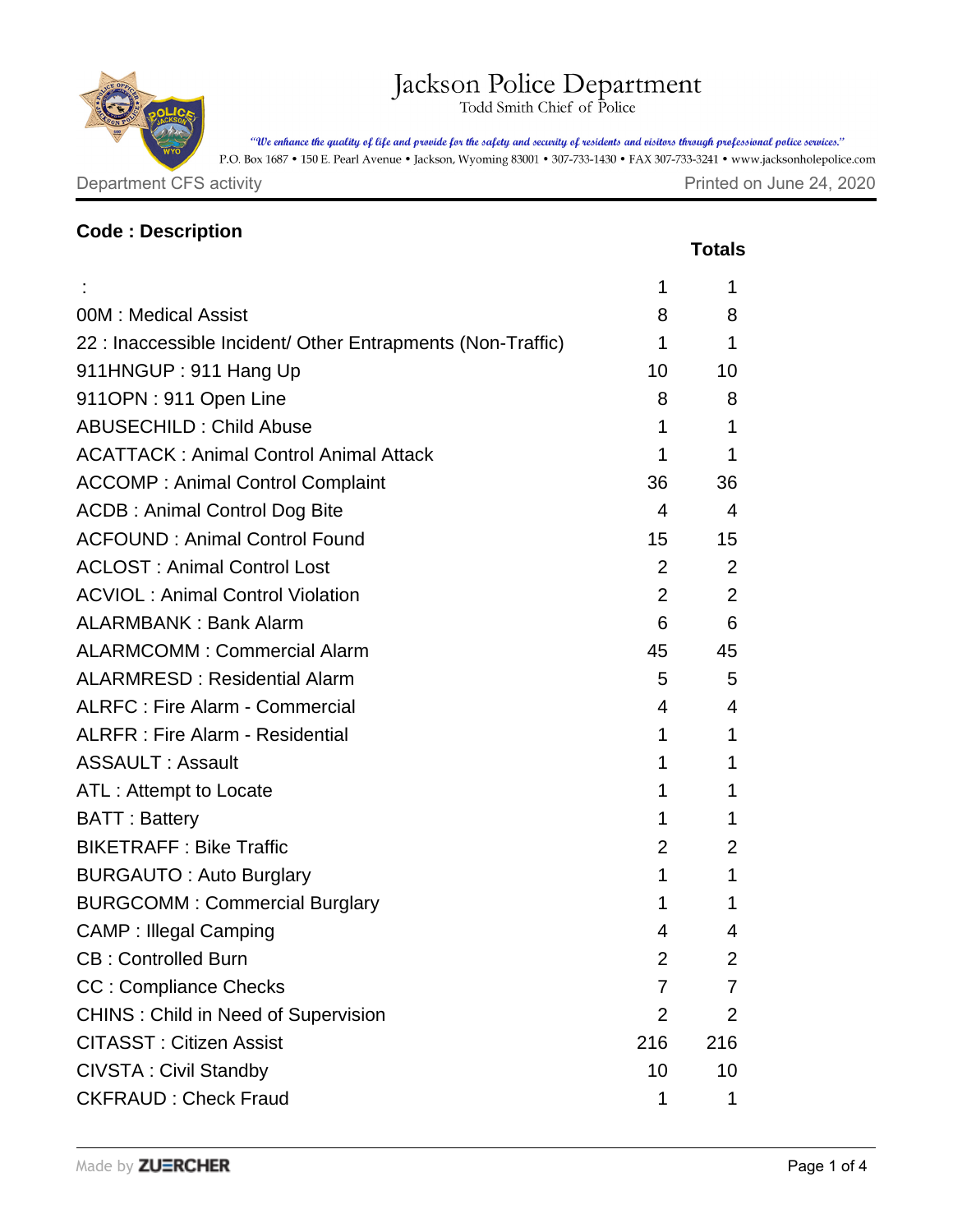# Jackson Police Department

Todd Smith Chief of Police

*"We enhance the quality of life and provide for the safety and security of residents and visitors through professional police services."*

P.O. Box 1687 • 150 E. Pearl Avenue • Jackson, Wyoming 83001 • 307-733-1430 • FAX 307-733-3241 • www.jacksonholepolice.com

Department CFS activity | Printed on June 24, 2020

| **Code : Description** | | **Totals** |
|---|---|---|
| : | 1 | 1 |
| 00M : Medical Assist | 8 | 8 |
| 22 : Inaccessible Incident/ Other Entrapments (Non-Traffic) | 1 | 1 |
| 911HNGUP : 911 Hang Up | 10 | 10 |
| 911OPN : 911 Open Line | 8 | 8 |
| ABUSECHILD : Child Abuse | 1 | 1 |
| ACATTACK : Animal Control Animal Attack | 1 | 1 |
| ACCOMP : Animal Control Complaint | 36 | 36 |
| ACDB : Animal Control Dog Bite | 4 | 4 |
| ACFOUND : Animal Control Found | 15 | 15 |
| ACLOST : Animal Control Lost | 2 | 2 |
| ACVIOL : Animal Control Violation | 2 | 2 |
| ALARMBANK : Bank Alarm | 6 | 6 |
| ALARMCOMM : Commercial Alarm | 45 | 45 |
| ALARMRESD : Residential Alarm | 5 | 5 |
| ALRFC : Fire Alarm - Commercial | 4 | 4 |
| ALRFR : Fire Alarm - Residential | 1 | 1 |
| ASSAULT : Assault | 1 | 1 |
| ATL : Attempt to Locate | 1 | 1 |
| BATT : Battery | 1 | 1 |
| BIKETRAFF : Bike Traffic | 2 | 2 |
| BURGAUTO : Auto Burglary | 1 | 1 |
| BURGCOMM : Commercial Burglary | 1 | 1 |
| CAMP : Illegal Camping | 4 | 4 |
| CB : Controlled Burn | 2 | 2 |
| CC : Compliance Checks | 7 | 7 |
| CHINS : Child in Need of Supervision | 2 | 2 |
| CITASST : Citizen Assist | 216 | 216 |
| CIVSTA : Civil Standby | 10 | 10 |
| CKFRAUD : Check Fraud | 1 | 1 |

Made by ZUERCHER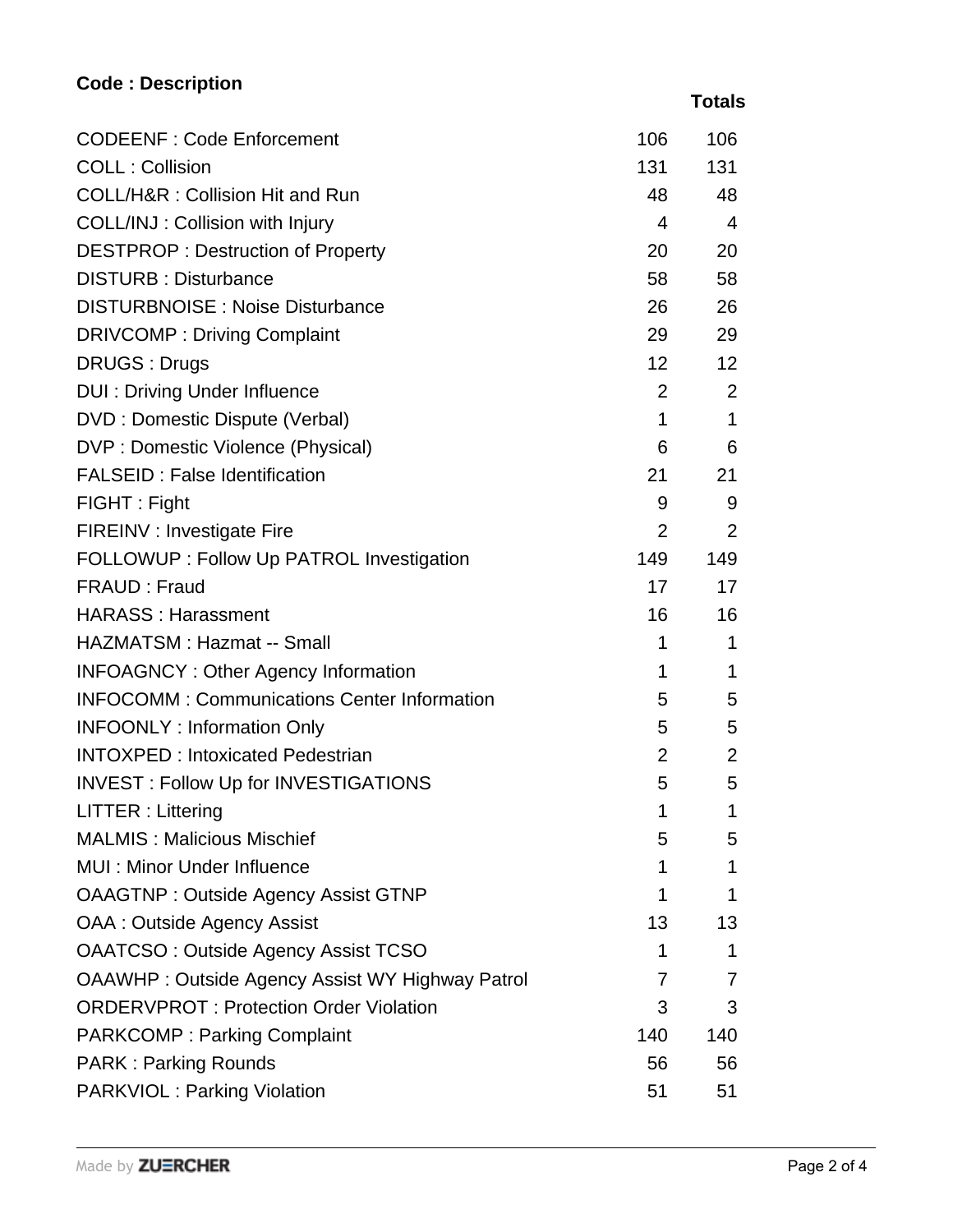| Code : Description | | Totals |
|---|---|---|
| CODEENF : Code Enforcement | 106 | 106 |
| COLL : Collision | 131 | 131 |
| COLL/H&R : Collision Hit and Run | 48 | 48 |
| COLL/INJ : Collision with Injury | 4 | 4 |
| DESTPROP : Destruction of Property | 20 | 20 |
| DISTURB : Disturbance | 58 | 58 |
| DISTURBNOISE : Noise Disturbance | 26 | 26 |
| DRIVCOMP : Driving Complaint | 29 | 29 |
| DRUGS : Drugs | 12 | 12 |
| DUI : Driving Under Influence | 2 | 2 |
| DVD : Domestic Dispute (Verbal) | 1 | 1 |
| DVP : Domestic Violence (Physical) | 6 | 6 |
| FALSEID : False Identification | 21 | 21 |
| FIGHT : Fight | 9 | 9 |
| FIREINV : Investigate Fire | 2 | 2 |
| FOLLOWUP : Follow Up PATROL Investigation | 149 | 149 |
| FRAUD : Fraud | 17 | 17 |
| HARASS : Harassment | 16 | 16 |
| HAZMATSM : Hazmat -- Small | 1 | 1 |
| INFOAGNCY : Other Agency Information | 1 | 1 |
| INFOCOMM : Communications Center Information | 5 | 5 |
| INFOONLY : Information Only | 5 | 5 |
| INTOXPED : Intoxicated Pedestrian | 2 | 2 |
| INVEST : Follow Up for INVESTIGATIONS | 5 | 5 |
| LITTER : Littering | 1 | 1 |
| MALMIS : Malicious Mischief | 5 | 5 |
| MUI : Minor Under Influence | 1 | 1 |
| OAAGTNP : Outside Agency Assist GTNP | 1 | 1 |
| OAA : Outside Agency Assist | 13 | 13 |
| OAATCSO : Outside Agency Assist TCSO | 1 | 1 |
| OAAWHP : Outside Agency Assist WY Highway Patrol | 7 | 7 |
| ORDERVPROT : Protection Order Violation | 3 | 3 |
| PARKCOMP : Parking Complaint | 140 | 140 |
| PARK : Parking Rounds | 56 | 56 |
| PARKVIOL : Parking Violation | 51 | 51 |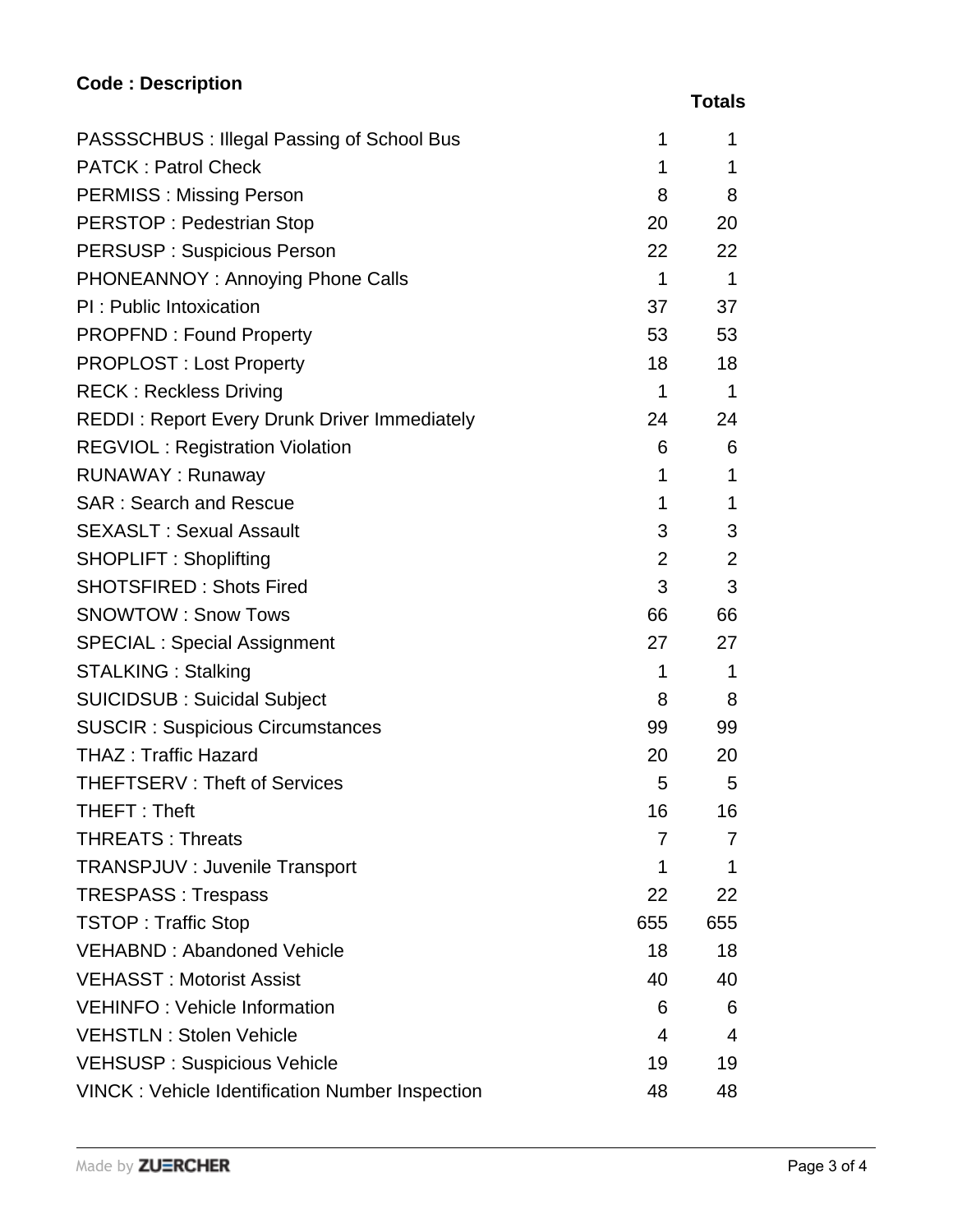| Code : Description | | Totals |
|---|---|---|
| PASSSCHBUS : Illegal Passing of School Bus | 1 | 1 |
| PATCK : Patrol Check | 1 | 1 |
| PERMISS : Missing Person | 8 | 8 |
| PERSTOP : Pedestrian Stop | 20 | 20 |
| PERSUSP : Suspicious Person | 22 | 22 |
| PHONEANNOY : Annoying Phone Calls | 1 | 1 |
| PI : Public Intoxication | 37 | 37 |
| PROPFND : Found Property | 53 | 53 |
| PROPLOST : Lost Property | 18 | 18 |
| RECK : Reckless Driving | 1 | 1 |
| REDDI : Report Every Drunk Driver Immediately | 24 | 24 |
| REGVIOL : Registration Violation | 6 | 6 |
| RUNAWAY : Runaway | 1 | 1 |
| SAR : Search and Rescue | 1 | 1 |
| SEXASLT : Sexual Assault | 3 | 3 |
| SHOPLIFT : Shoplifting | 2 | 2 |
| SHOTSFIRED : Shots Fired | 3 | 3 |
| SNOWTOW : Snow Tows | 66 | 66 |
| SPECIAL : Special Assignment | 27 | 27 |
| STALKING : Stalking | 1 | 1 |
| SUICIDSUB : Suicidal Subject | 8 | 8 |
| SUSCIR : Suspicious Circumstances | 99 | 99 |
| THAZ : Traffic Hazard | 20 | 20 |
| THEFTSERV : Theft of Services | 5 | 5 |
| THEFT : Theft | 16 | 16 |
| THREATS : Threats | 7 | 7 |
| TRANSPJUV : Juvenile Transport | 1 | 1 |
| TRESPASS : Trespass | 22 | 22 |
| TSTOP : Traffic Stop | 655 | 655 |
| VEHABND : Abandoned Vehicle | 18 | 18 |
| VEHASST : Motorist Assist | 40 | 40 |
| VEHINFO : Vehicle Information | 6 | 6 |
| VEHSTLN : Stolen Vehicle | 4 | 4 |
| VEHSUSP : Suspicious Vehicle | 19 | 19 |
| VINCK : Vehicle Identification Number Inspection | 48 | 48 |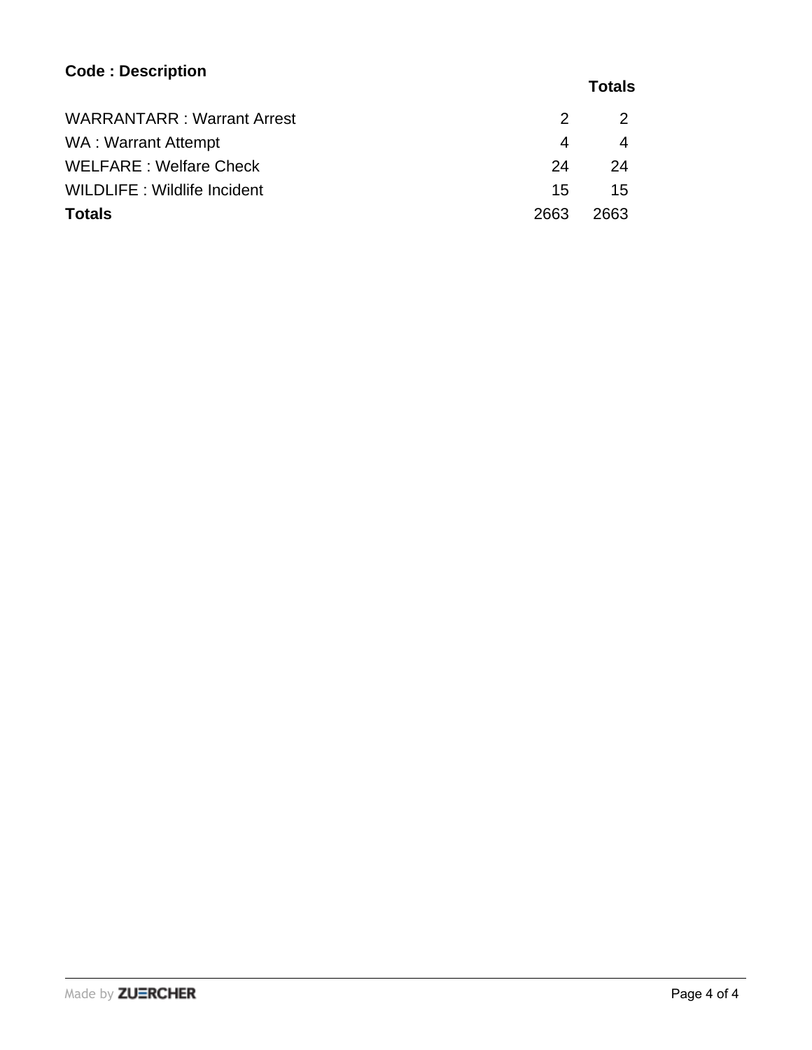| Code : Description | | Totals |
|---|---|---|
| WARRANTARR : Warrant Arrest | 2 | 2 |
| WA : Warrant Attempt | 4 | 4 |
| WELFARE : Welfare Check | 24 | 24 |
| WILDLIFE : Wildlife Incident | 15 | 15 |
| **Totals** | 2663 | 2663 |

Made by ZUERCHER